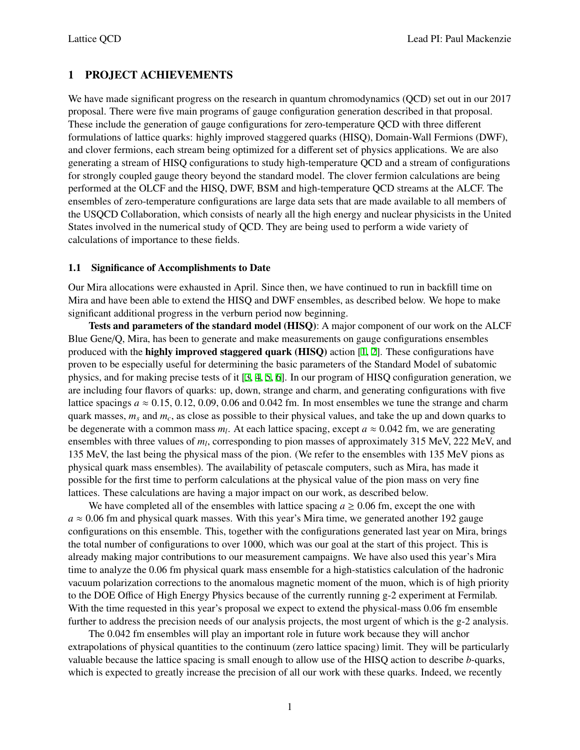# 1 PROJECT ACHIEVEMENTS

We have made significant progress on the research in quantum chromodynamics (QCD) set out in our 2017 proposal. There were five main programs of gauge configuration generation described in that proposal. These include the generation of gauge configurations for zero-temperature QCD with three different formulations of lattice quarks: highly improved staggered quarks (HISQ), Domain-Wall Fermions (DWF), and clover fermions, each stream being optimized for a different set of physics applications. We are also generating a stream of HISQ configurations to study high-temperature QCD and a stream of configurations for strongly coupled gauge theory beyond the standard model. The clover fermion calculations are being performed at the OLCF and the HISQ, DWF, BSM and high-temperature QCD streams at the ALCF. The ensembles of zero-temperature configurations are large data sets that are made available to all members of the USQCD Collaboration, which consists of nearly all the high energy and nuclear physicists in the United States involved in the numerical study of QCD. They are being used to perform a wide variety of calculations of importance to these fields.

## 1.1 Significance of Accomplishments to Date

Our Mira allocations were exhausted in April. Since then, we have continued to run in backfill time on Mira and have been able to extend the HISQ and DWF ensembles, as described below. We hope to make significant additional progress in the verburn period now beginning.

**Tests and parameters of the standard model (HISQ)**: A major component of our work on the ALCF Blue Gene/Q, Mira, has been to generate and make measurements on gauge configurations ensembles produced with the **highly improved staggered quark (HISQ)** action [1, 2]. These configurations have proven to be especially useful for determining the basic parameters of the Standard Model of subatomic physics, and for making precise tests of it [3, 4, 5, 6]. In our program of HISQ configuration generation, we are including four flavors of quarks: up, down, strange and charm, and generating configurations with five lattice spacings $a \approx 0.15$, 0.12, 0.09, 0.06 and 0.042 fm. In most ensembles we tune the strange and charm quark masses, $m_s$ and $m_c$, as close as possible to their physical values, and take the up and down quarks to be degenerate with a common mass $m_l$. At each lattice spacing, except $a \approx 0.042$ fm, we are generating ensembles with three values of $m_l$, corresponding to pion masses of approximately 315 MeV, 222 MeV, and 135 MeV, the last being the physical mass of the pion. (We refer to the ensembles with 135 MeV pions as physical quark mass ensembles). The availability of petascale computers, such as Mira, has made it possible for the first time to perform calculations at the physical value of the pion mass on very fine lattices. These calculations are having a major impact on our work, as described below.

We have completed all of the ensembles with lattice spacing $a \geq 0.06$ fm, except the one with $a \approx 0.06$ fm and physical quark masses. With this year's Mira time, we generated another 192 gauge configurations on this ensemble. This, together with the configurations generated last year on Mira, brings the total number of configurations to over 1000, which was our goal at the start of this project. This is already making major contributions to our measurement campaigns. We have also used this year's Mira time to analyze the 0.06 fm physical quark mass ensemble for a high-statistics calculation of the hadronic vacuum polarization corrections to the anomalous magnetic moment of the muon, which is of high priority to the DOE Office of High Energy Physics because of the currently running g-2 experiment at Fermilab. With the time requested in this year's proposal we expect to extend the physical-mass 0.06 fm ensemble further to address the precision needs of our analysis projects, the most urgent of which is the g-2 analysis.

The 0.042 fm ensembles will play an important role in future work because they will anchor extrapolations of physical quantities to the continuum (zero lattice spacing) limit. They will be particularly valuable because the lattice spacing is small enough to allow use of the HISQ action to describe $b$-quarks, which is expected to greatly increase the precision of all our work with these quarks. Indeed, we recently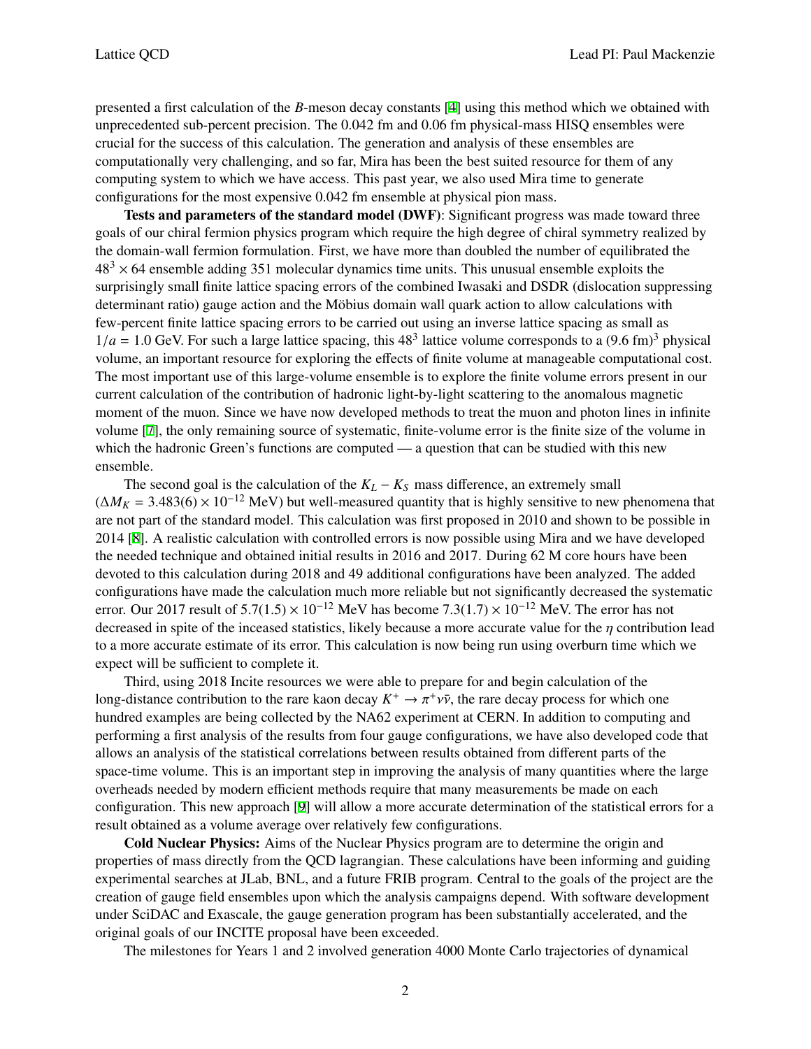presented a first calculation of the $B$-meson decay constants [4] using this method which we obtained with unprecedented sub-percent precision. The 0.042 fm and 0.06 fm physical-mass HISQ ensembles were crucial for the success of this calculation. The generation and analysis of these ensembles are computationally very challenging, and so far, Mira has been the best suited resource for them of any computing system to which we have access. This past year, we also used Mira time to generate configurations for the most expensive 0.042 fm ensemble at physical pion mass.

**Tests and parameters of the standard model (DWF)**: Significant progress was made toward three goals of our chiral fermion physics program which require the high degree of chiral symmetry realized by the domain-wall fermion formulation. First, we have more than doubled the number of equilibrated the $48^3 \times 64$ ensemble adding 351 molecular dynamics time units. This unusual ensemble exploits the surprisingly small finite lattice spacing errors of the combined Iwasaki and DSDR (dislocation suppressing determinant ratio) gauge action and the Möbius domain wall quark action to allow calculations with few-percent finite lattice spacing errors to be carried out using an inverse lattice spacing as small as $1/a = 1.0$ GeV. For such a large lattice spacing, this $48^3$ lattice volume corresponds to a $(9.6 \text{ fm})^3$ physical volume, an important resource for exploring the effects of finite volume at manageable computational cost. The most important use of this large-volume ensemble is to explore the finite volume errors present in our current calculation of the contribution of hadronic light-by-light scattering to the anomalous magnetic moment of the muon. Since we have now developed methods to treat the muon and photon lines in infinite volume [7], the only remaining source of systematic, finite-volume error is the finite size of the volume in which the hadronic Green's functions are computed — a question that can be studied with this new ensemble.

The second goal is the calculation of the $K_L - K_S$ mass difference, an extremely small ($\Delta M_K = 3.483(6) \times 10^{-12}$ MeV) but well-measured quantity that is highly sensitive to new phenomena that are not part of the standard model. This calculation was first proposed in 2010 and shown to be possible in 2014 [8]. A realistic calculation with controlled errors is now possible using Mira and we have developed the needed technique and obtained initial results in 2016 and 2017. During 62 M core hours have been devoted to this calculation during 2018 and 49 additional configurations have been analyzed. The added configurations have made the calculation much more reliable but not significantly decreased the systematic error. Our 2017 result of $5.7(1.5) \times 10^{-12}$ MeV has become $7.3(1.7) \times 10^{-12}$ MeV. The error has not decreased in spite of the inceased statistics, likely because a more accurate value for the $\eta$ contribution lead to a more accurate estimate of its error. This calculation is now being run using overburn time which we expect will be sufficient to complete it.

Third, using 2018 Incite resources we were able to prepare for and begin calculation of the long-distance contribution to the rare kaon decay $K^+ \to \pi^+ \nu\bar{\nu}$, the rare decay process for which one hundred examples are being collected by the NA62 experiment at CERN. In addition to computing and performing a first analysis of the results from four gauge configurations, we have also developed code that allows an analysis of the statistical correlations between results obtained from different parts of the space-time volume. This is an important step in improving the analysis of many quantities where the large overheads needed by modern efficient methods require that many measurements be made on each configuration. This new approach [9] will allow a more accurate determination of the statistical errors for a result obtained as a volume average over relatively few configurations.

**Cold Nuclear Physics:** Aims of the Nuclear Physics program are to determine the origin and properties of mass directly from the QCD lagrangian. These calculations have been informing and guiding experimental searches at JLab, BNL, and a future FRIB program. Central to the goals of the project are the creation of gauge field ensembles upon which the analysis campaigns depend. With software development under SciDAC and Exascale, the gauge generation program has been substantially accelerated, and the original goals of our INCITE proposal have been exceeded.

The milestones for Years 1 and 2 involved generation 4000 Monte Carlo trajectories of dynamical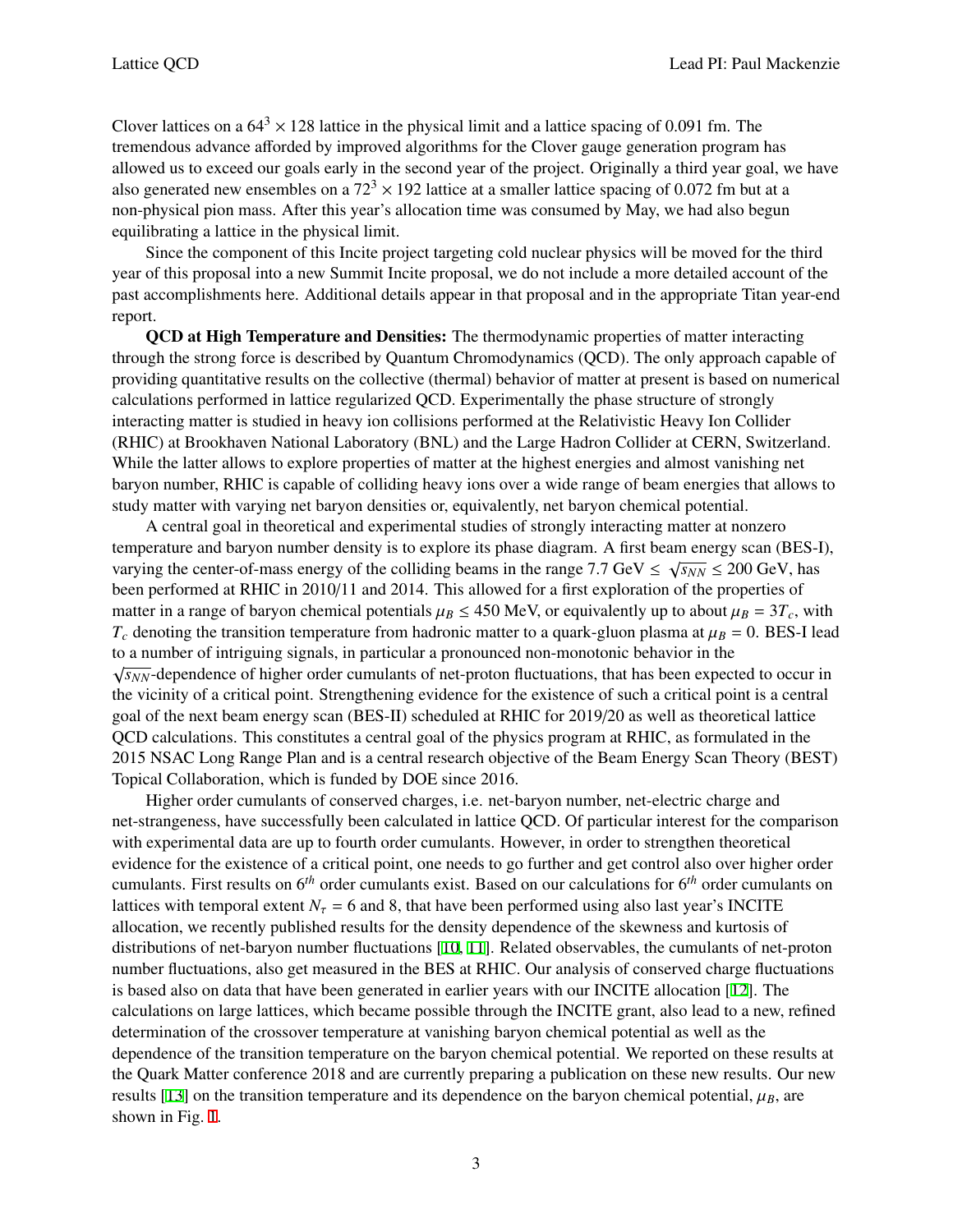Clover lattices on a $64^3 \times 128$ lattice in the physical limit and a lattice spacing of 0.091 fm. The tremendous advance afforded by improved algorithms for the Clover gauge generation program has allowed us to exceed our goals early in the second year of the project. Originally a third year goal, we have also generated new ensembles on a $72^3 \times 192$ lattice at a smaller lattice spacing of 0.072 fm but at a non-physical pion mass. After this year's allocation time was consumed by May, we had also begun equilibrating a lattice in the physical limit.

Since the component of this Incite project targeting cold nuclear physics will be moved for the third year of this proposal into a new Summit Incite proposal, we do not include a more detailed account of the past accomplishments here. Additional details appear in that proposal and in the appropriate Titan year-end report.

**QCD at High Temperature and Densities:** The thermodynamic properties of matter interacting through the strong force is described by Quantum Chromodynamics (QCD). The only approach capable of providing quantitative results on the collective (thermal) behavior of matter at present is based on numerical calculations performed in lattice regularized QCD. Experimentally the phase structure of strongly interacting matter is studied in heavy ion collisions performed at the Relativistic Heavy Ion Collider (RHIC) at Brookhaven National Laboratory (BNL) and the Large Hadron Collider at CERN, Switzerland. While the latter allows to explore properties of matter at the highest energies and almost vanishing net baryon number, RHIC is capable of colliding heavy ions over a wide range of beam energies that allows to study matter with varying net baryon densities or, equivalently, net baryon chemical potential.

A central goal in theoretical and experimental studies of strongly interacting matter at nonzero temperature and baryon number density is to explore its phase diagram. A first beam energy scan (BES-I), varying the center-of-mass energy of the colliding beams in the range $7.7\text{ GeV} \leq \sqrt{s_{NN}} \leq 200\text{ GeV}$, has been performed at RHIC in 2010/11 and 2014. This allowed for a first exploration of the properties of matter in a range of baryon chemical potentials $\mu_B \leq 450$ MeV, or equivalently up to about $\mu_B = 3T_c$, with $T_c$ denoting the transition temperature from hadronic matter to a quark-gluon plasma at $\mu_B = 0$. BES-I lead to a number of intriguing signals, in particular a pronounced non-monotonic behavior in the $\sqrt{s_{NN}}$-dependence of higher order cumulants of net-proton fluctuations, that has been expected to occur in the vicinity of a critical point. Strengthening evidence for the existence of such a critical point is a central goal of the next beam energy scan (BES-II) scheduled at RHIC for 2019/20 as well as theoretical lattice QCD calculations. This constitutes a central goal of the physics program at RHIC, as formulated in the 2015 NSAC Long Range Plan and is a central research objective of the Beam Energy Scan Theory (BEST) Topical Collaboration, which is funded by DOE since 2016.

Higher order cumulants of conserved charges, i.e. net-baryon number, net-electric charge and net-strangeness, have successfully been calculated in lattice QCD. Of particular interest for the comparison with experimental data are up to fourth order cumulants. However, in order to strengthen theoretical evidence for the existence of a critical point, one needs to go further and get control also over higher order cumulants. First results on $6^{th}$ order cumulants exist. Based on our calculations for $6^{th}$ order cumulants on lattices with temporal extent $N_\tau = 6$ and 8, that have been performed using also last year's INCITE allocation, we recently published results for the density dependence of the skewness and kurtosis of distributions of net-baryon number fluctuations [10, 11]. Related observables, the cumulants of net-proton number fluctuations, also get measured in the BES at RHIC. Our analysis of conserved charge fluctuations is based also on data that have been generated in earlier years with our INCITE allocation [12]. The calculations on large lattices, which became possible through the INCITE grant, also lead to a new, refined determination of the crossover temperature at vanishing baryon chemical potential as well as the dependence of the transition temperature on the baryon chemical potential. We reported on these results at the Quark Matter conference 2018 and are currently preparing a publication on these new results. Our new results [13] on the transition temperature and its dependence on the baryon chemical potential, $\mu_B$, are shown in Fig. 1.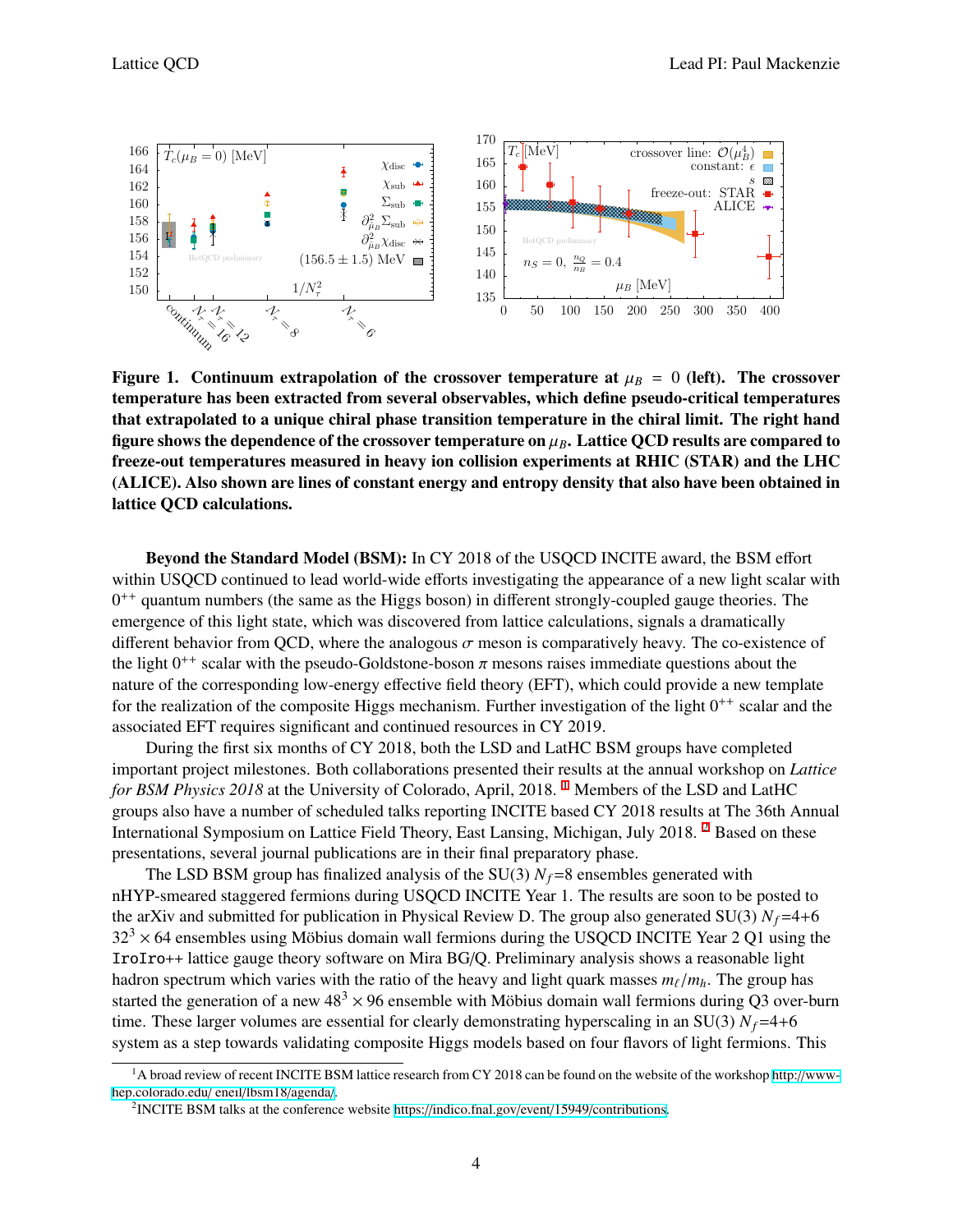**Figure 1. Continuum extrapolation of the crossover temperature at $\mu_B = 0$ (left). The crossover temperature has been extracted from several observables, which define pseudo-critical temperatures that extrapolated to a unique chiral phase transition temperature in the chiral limit. The right hand figure shows the dependence of the crossover temperature on $\mu_B$. Lattice QCD results are compared to freeze-out temperatures measured in heavy ion collision experiments at RHIC (STAR) and the LHC (ALICE). Also shown are lines of constant energy and entropy density that also have been obtained in lattice QCD calculations.**

**Beyond the Standard Model (BSM):** In CY 2018 of the USQCD INCITE award, the BSM effort within USQCD continued to lead world-wide efforts investigating the appearance of a new light scalar with $0^{++}$ quantum numbers (the same as the Higgs boson) in different strongly-coupled gauge theories. The emergence of this light state, which was discovered from lattice calculations, signals a dramatically different behavior from QCD, where the analogous $\sigma$ meson is comparatively heavy. The co-existence of the light $0^{++}$ scalar with the pseudo-Goldstone-boson $\pi$ mesons raises immediate questions about the nature of the corresponding low-energy effective field theory (EFT), which could provide a new template for the realization of the composite Higgs mechanism. Further investigation of the light $0^{++}$ scalar and the associated EFT requires significant and continued resources in CY 2019.

During the first six months of CY 2018, both the LSD and LatHC BSM groups have completed important project milestones. Both collaborations presented their results at the annual workshop on *Lattice for BSM Physics 2018* at the University of Colorado, April, 2018. [1] Members of the LSD and LatHC groups also have a number of scheduled talks reporting INCITE based CY 2018 results at The 36th Annual International Symposium on Lattice Field Theory, East Lansing, Michigan, July 2018. [2] Based on these presentations, several journal publications are in their final preparatory phase.

The LSD BSM group has finalized analysis of the SU(3) $N_f$=8 ensembles generated with nHYP-smeared staggered fermions during USQCD INCITE Year 1. The results are soon to be posted to the arXiv and submitted for publication in Physical Review D. The group also generated SU(3) $N_f$=4+6 $32^3 \times 64$ ensembles using Möbius domain wall fermions during the USQCD INCITE Year 2 Q1 using the `IroIro++` lattice gauge theory software on Mira BG/Q. Preliminary analysis shows a reasonable light hadron spectrum which varies with the ratio of the heavy and light quark masses $m_\ell/m_h$. The group has started the generation of a new $48^3 \times 96$ ensemble with Möbius domain wall fermions during Q3 over-burn time. These larger volumes are essential for clearly demonstrating hyperscaling in an SU(3) $N_f$=4+6 system as a step towards validating composite Higgs models based on four flavors of light fermions. This

---

[1] A broad review of recent INCITE BSM lattice research from CY 2018 can be found on the website of the workshop http://www-hep.colorado.edu/ eneil/lbsm18/agenda/.

[2] INCITE BSM talks at the conference website https://indico.fnal.gov/event/15949/contributions.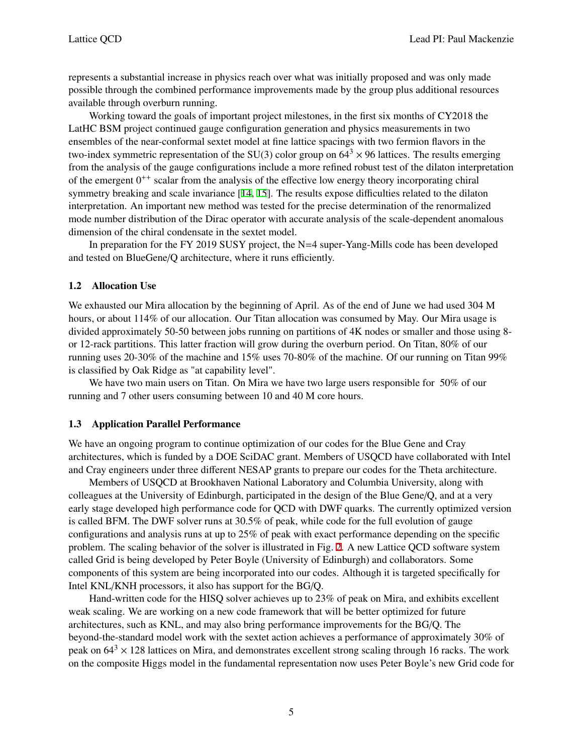represents a substantial increase in physics reach over what was initially proposed and was only made possible through the combined performance improvements made by the group plus additional resources available through overburn running.

Working toward the goals of important project milestones, in the first six months of CY2018 the LatHC BSM project continued gauge configuration generation and physics measurements in two ensembles of the near-conformal sextet model at fine lattice spacings with two fermion flavors in the two-index symmetric representation of the SU(3) color group on $64^3 \times 96$ lattices. The results emerging from the analysis of the gauge configurations include a more refined robust test of the dilaton interpretation of the emergent $0^{++}$ scalar from the analysis of the effective low energy theory incorporating chiral symmetry breaking and scale invariance [14, 15]. The results expose difficulties related to the dilaton interpretation. An important new method was tested for the precise determination of the renormalized mode number distribution of the Dirac operator with accurate analysis of the scale-dependent anomalous dimension of the chiral condensate in the sextet model.

In preparation for the FY 2019 SUSY project, the N=4 super-Yang-Mills code has been developed and tested on BlueGene/Q architecture, where it runs efficiently.

### 1.2 Allocation Use

We exhausted our Mira allocation by the beginning of April. As of the end of June we had used 304 M hours, or about 114% of our allocation. Our Titan allocation was consumed by May. Our Mira usage is divided approximately 50-50 between jobs running on partitions of 4K nodes or smaller and those using 8- or 12-rack partitions. This latter fraction will grow during the overburn period. On Titan, 80% of our running uses 20-30% of the machine and 15% uses 70-80% of the machine. Of our running on Titan 99% is classified by Oak Ridge as "at capability level".

We have two main users on Titan. On Mira we have two large users responsible for 50% of our running and 7 other users consuming between 10 and 40 M core hours.

### 1.3 Application Parallel Performance

We have an ongoing program to continue optimization of our codes for the Blue Gene and Cray architectures, which is funded by a DOE SciDAC grant. Members of USQCD have collaborated with Intel and Cray engineers under three different NESAP grants to prepare our codes for the Theta architecture.

Members of USQCD at Brookhaven National Laboratory and Columbia University, along with colleagues at the University of Edinburgh, participated in the design of the Blue Gene/Q, and at a very early stage developed high performance code for QCD with DWF quarks. The currently optimized version is called BFM. The DWF solver runs at 30.5% of peak, while code for the full evolution of gauge configurations and analysis runs at up to 25% of peak with exact performance depending on the specific problem. The scaling behavior of the solver is illustrated in Fig. 2. A new Lattice QCD software system called Grid is being developed by Peter Boyle (University of Edinburgh) and collaborators. Some components of this system are being incorporated into our codes. Although it is targeted specifically for Intel KNL/KNH processors, it also has support for the BG/Q.

Hand-written code for the HISQ solver achieves up to 23% of peak on Mira, and exhibits excellent weak scaling. We are working on a new code framework that will be better optimized for future architectures, such as KNL, and may also bring performance improvements for the BG/Q. The beyond-the-standard model work with the sextet action achieves a performance of approximately 30% of peak on $64^3 \times 128$ lattices on Mira, and demonstrates excellent strong scaling through 16 racks. The work on the composite Higgs model in the fundamental representation now uses Peter Boyle's new Grid code for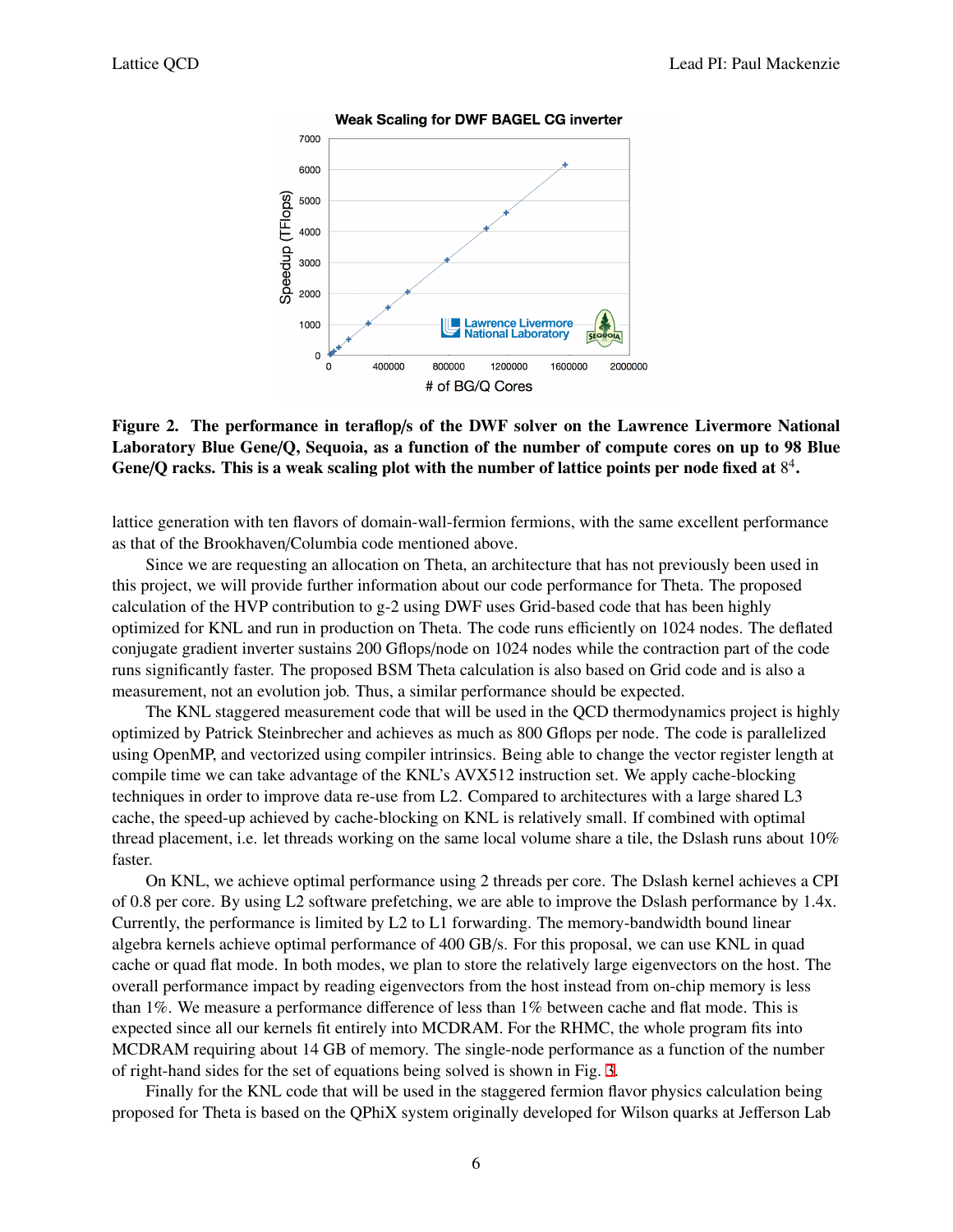**Figure 2. The performance in teraflop/s of the DWF solver on the Lawrence Livermore National Laboratory Blue Gene/Q, Sequoia, as a function of the number of compute cores on up to 98 Blue Gene/Q racks. This is a weak scaling plot with the number of lattice points per node fixed at $8^4$.**

lattice generation with ten flavors of domain-wall-fermion fermions, with the same excellent performance as that of the Brookhaven/Columbia code mentioned above.

Since we are requesting an allocation on Theta, an architecture that has not previously been used in this project, we will provide further information about our code performance for Theta. The proposed calculation of the HVP contribution to g-2 using DWF uses Grid-based code that has been highly optimized for KNL and run in production on Theta. The code runs efficiently on 1024 nodes. The deflated conjugate gradient inverter sustains 200 Gflops/node on 1024 nodes while the contraction part of the code runs significantly faster. The proposed BSM Theta calculation is also based on Grid code and is also a measurement, not an evolution job. Thus, a similar performance should be expected.

The KNL staggered measurement code that will be used in the QCD thermodynamics project is highly optimized by Patrick Steinbrecher and achieves as much as 800 Gflops per node. The code is parallelized using OpenMP, and vectorized using compiler intrinsics. Being able to change the vector register length at compile time we can take advantage of the KNL's AVX512 instruction set. We apply cache-blocking techniques in order to improve data re-use from L2. Compared to architectures with a large shared L3 cache, the speed-up achieved by cache-blocking on KNL is relatively small. If combined with optimal thread placement, i.e. let threads working on the same local volume share a tile, the Dslash runs about 10% faster.

On KNL, we achieve optimal performance using 2 threads per core. The Dslash kernel achieves a CPI of 0.8 per core. By using L2 software prefetching, we are able to improve the Dslash performance by 1.4x. Currently, the performance is limited by L2 to L1 forwarding. The memory-bandwidth bound linear algebra kernels achieve optimal performance of 400 GB/s. For this proposal, we can use KNL in quad cache or quad flat mode. In both modes, we plan to store the relatively large eigenvectors on the host. The overall performance impact by reading eigenvectors from the host instead from on-chip memory is less than 1%. We measure a performance difference of less than 1% between cache and flat mode. This is expected since all our kernels fit entirely into MCDRAM. For the RHMC, the whole program fits into MCDRAM requiring about 14 GB of memory. The single-node performance as a function of the number of right-hand sides for the set of equations being solved is shown in Fig. 3.

Finally for the KNL code that will be used in the staggered fermion flavor physics calculation being proposed for Theta is based on the QPhiX system originally developed for Wilson quarks at Jefferson Lab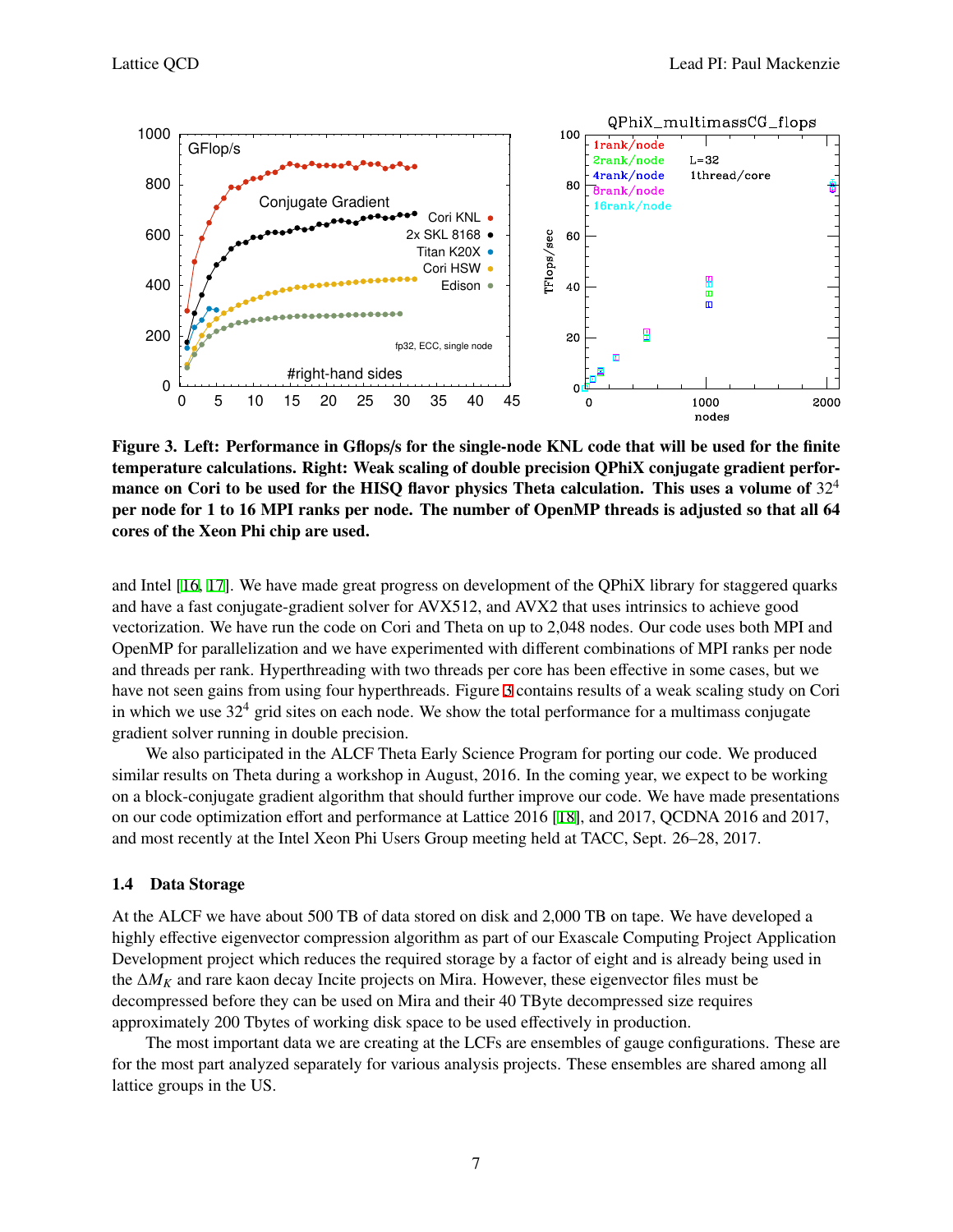**Figure 3. Left: Performance in Gflops/s for the single-node KNL code that will be used for the finite temperature calculations. Right: Weak scaling of double precision QPhiX conjugate gradient performance on Cori to be used for the HISQ flavor physics Theta calculation. This uses a volume of $32^4$ per node for 1 to 16 MPI ranks per node. The number of OpenMP threads is adjusted so that all 64 cores of the Xeon Phi chip are used.**

and Intel [16, 17]. We have made great progress on development of the QPhiX library for staggered quarks and have a fast conjugate-gradient solver for AVX512, and AVX2 that uses intrinsics to achieve good vectorization. We have run the code on Cori and Theta on up to 2,048 nodes. Our code uses both MPI and OpenMP for parallelization and we have experimented with different combinations of MPI ranks per node and threads per rank. Hyperthreading with two threads per core has been effective in some cases, but we have not seen gains from using four hyperthreads. Figure 3 contains results of a weak scaling study on Cori in which we use $32^4$ grid sites on each node. We show the total performance for a multimass conjugate gradient solver running in double precision.

We also participated in the ALCF Theta Early Science Program for porting our code. We produced similar results on Theta during a workshop in August, 2016. In the coming year, we expect to be working on a block-conjugate gradient algorithm that should further improve our code. We have made presentations on our code optimization effort and performance at Lattice 2016 [18], and 2017, QCDNA 2016 and 2017, and most recently at the Intel Xeon Phi Users Group meeting held at TACC, Sept. 26–28, 2017.

### 1.4 Data Storage

At the ALCF we have about 500 TB of data stored on disk and 2,000 TB on tape. We have developed a highly effective eigenvector compression algorithm as part of our Exascale Computing Project Application Development project which reduces the required storage by a factor of eight and is already being used in the $\Delta M_K$ and rare kaon decay Incite projects on Mira. However, these eigenvector files must be decompressed before they can be used on Mira and their 40 TByte decompressed size requires approximately 200 Tbytes of working disk space to be used effectively in production.

The most important data we are creating at the LCFs are ensembles of gauge configurations. These are for the most part analyzed separately for various analysis projects. These ensembles are shared among all lattice groups in the US.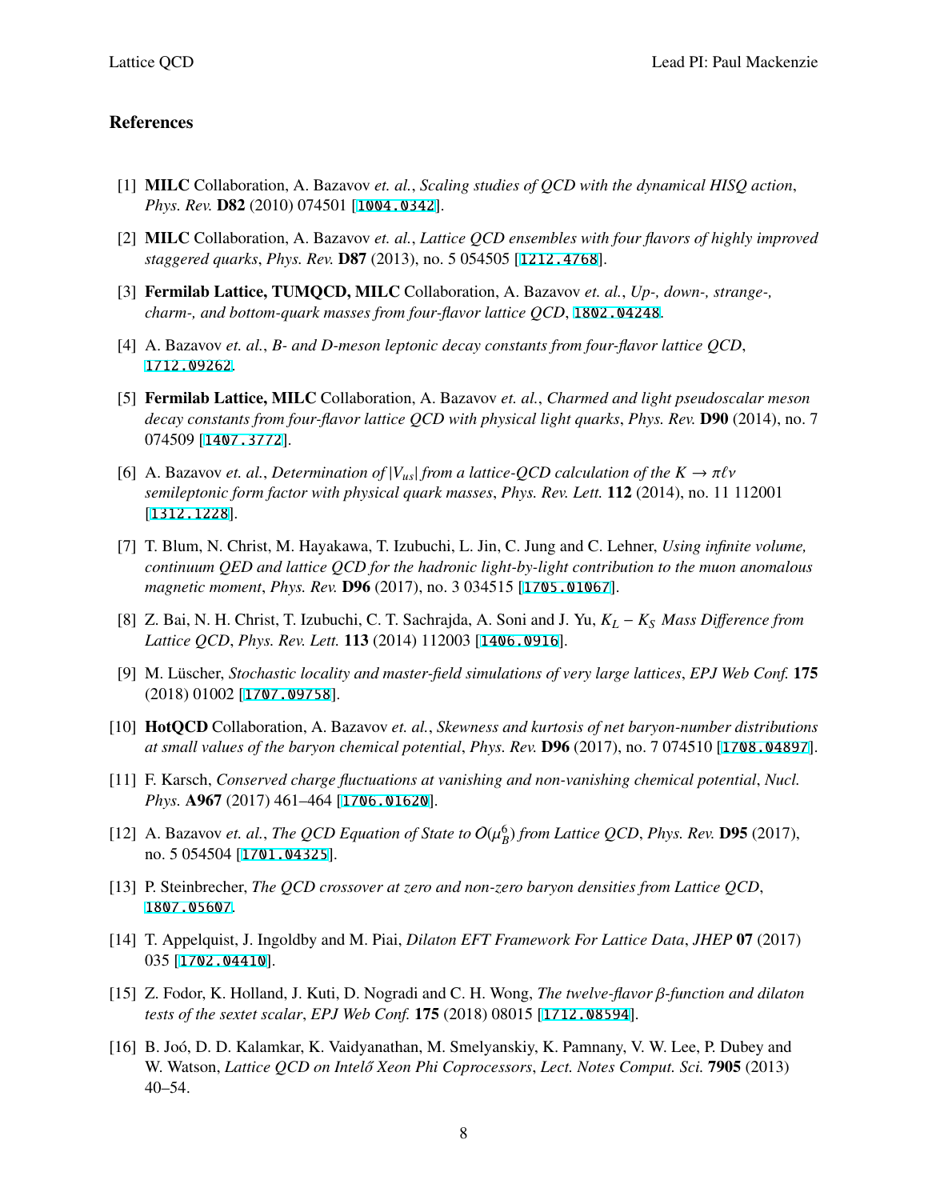## References

[1] **MILC** Collaboration, A. Bazavov *et. al.*, *Scaling studies of QCD with the dynamical HISQ action*, *Phys. Rev.* **D82** (2010) 074501 [1004.0342].

[2] **MILC** Collaboration, A. Bazavov *et. al.*, *Lattice QCD ensembles with four flavors of highly improved staggered quarks*, *Phys. Rev.* **D87** (2013), no. 5 054505 [1212.4768].

[3] **Fermilab Lattice, TUMQCD, MILC** Collaboration, A. Bazavov *et. al.*, *Up-, down-, strange-, charm-, and bottom-quark masses from four-flavor lattice QCD*, 1802.04248.

[4] A. Bazavov *et. al.*, *B- and D-meson leptonic decay constants from four-flavor lattice QCD*, 1712.09262.

[5] **Fermilab Lattice, MILC** Collaboration, A. Bazavov *et. al.*, *Charmed and light pseudoscalar meson decay constants from four-flavor lattice QCD with physical light quarks*, *Phys. Rev.* **D90** (2014), no. 7 074509 [1407.3772].

[6] A. Bazavov *et. al.*, *Determination of $|V_{us}|$ from a lattice-QCD calculation of the $K \to \pi\ell\nu$ semileptonic form factor with physical quark masses*, *Phys. Rev. Lett.* **112** (2014), no. 11 112001 [1312.1228].

[7] T. Blum, N. Christ, M. Hayakawa, T. Izubuchi, L. Jin, C. Jung and C. Lehner, *Using infinite volume, continuum QED and lattice QCD for the hadronic light-by-light contribution to the muon anomalous magnetic moment*, *Phys. Rev.* **D96** (2017), no. 3 034515 [1705.01067].

[8] Z. Bai, N. H. Christ, T. Izubuchi, C. T. Sachrajda, A. Soni and J. Yu, *$K_L - K_S$ Mass Difference from Lattice QCD*, *Phys. Rev. Lett.* **113** (2014) 112003 [1406.0916].

[9] M. Lüscher, *Stochastic locality and master-field simulations of very large lattices*, *EPJ Web Conf.* **175** (2018) 01002 [1707.09758].

[10] **HotQCD** Collaboration, A. Bazavov *et. al.*, *Skewness and kurtosis of net baryon-number distributions at small values of the baryon chemical potential*, *Phys. Rev.* **D96** (2017), no. 7 074510 [1708.04897].

[11] F. Karsch, *Conserved charge fluctuations at vanishing and non-vanishing chemical potential*, *Nucl. Phys.* **A967** (2017) 461–464 [1706.01620].

[12] A. Bazavov *et. al.*, *The QCD Equation of State to $O(\mu_B^6)$ from Lattice QCD*, *Phys. Rev.* **D95** (2017), no. 5 054504 [1701.04325].

[13] P. Steinbrecher, *The QCD crossover at zero and non-zero baryon densities from Lattice QCD*, 1807.05607.

[14] T. Appelquist, J. Ingoldby and M. Piai, *Dilaton EFT Framework For Lattice Data*, *JHEP* **07** (2017) 035 [1702.04410].

[15] Z. Fodor, K. Holland, J. Kuti, D. Nogradi and C. H. Wong, *The twelve-flavor $\beta$-function and dilaton tests of the sextet scalar*, *EPJ Web Conf.* **175** (2018) 08015 [1712.08594].

[16] B. Joó, D. D. Kalamkar, K. Vaidyanathan, M. Smelyanskiy, K. Pamnany, V. W. Lee, P. Dubey and W. Watson, *Lattice QCD on Intel̋ Xeon Phi Coprocessors*, *Lect. Notes Comput. Sci.* **7905** (2013) 40–54.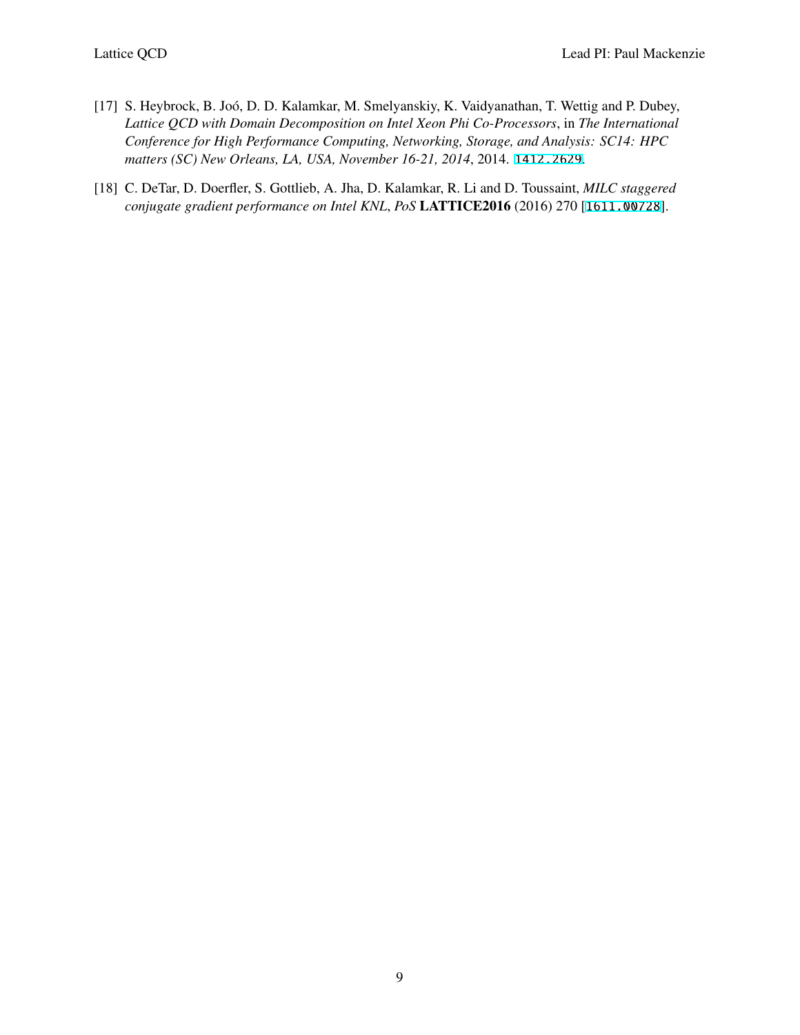[17] S. Heybrock, B. Joó, D. D. Kalamkar, M. Smelyanskiy, K. Vaidyanathan, T. Wettig and P. Dubey, *Lattice QCD with Domain Decomposition on Intel Xeon Phi Co-Processors*, in *The International Conference for High Performance Computing, Networking, Storage, and Analysis: SC14: HPC matters (SC) New Orleans, LA, USA, November 16-21, 2014*, 2014. 1412.2629.

[18] C. DeTar, D. Doerfler, S. Gottlieb, A. Jha, D. Kalamkar, R. Li and D. Toussaint, *MILC staggered conjugate gradient performance on Intel KNL*, *PoS* **LATTICE2016** (2016) 270 [1611.00728].